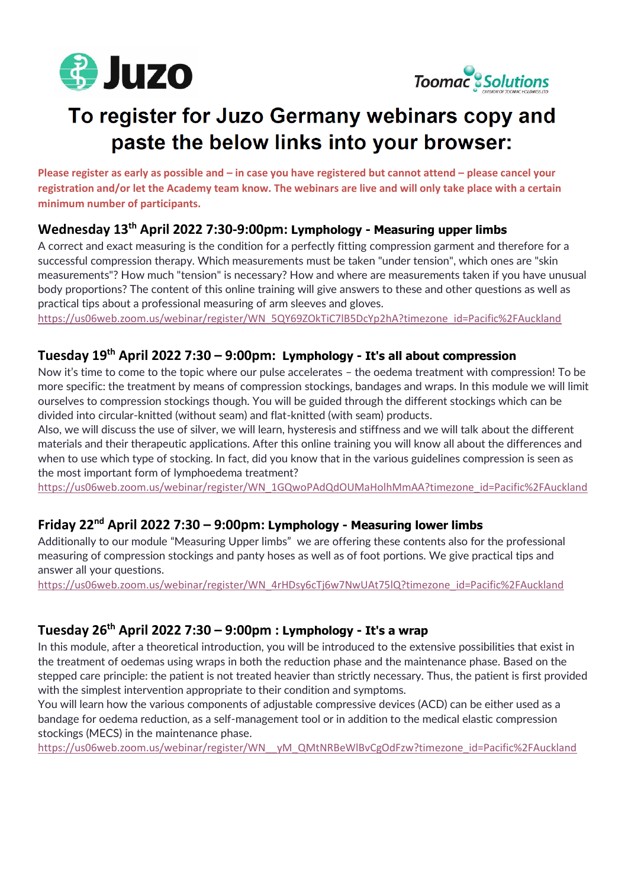Juzo

Toomac Solutions

DIVISION OF TOOMAC HOLDINGS LTD

# To register for Juzo Germany webinars copy and paste the below links into your browser:

**Please register as early as possible and – in case you have registered but cannot attend – please cancel your registration and/or let the Academy team know. The webinars are live and will only take place with a certain minimum number of participants.**

## Wednesday 13th April 2022 7:30-9:00pm: Lymphology - Measuring upper limbs

A correct and exact measuring is the condition for a perfectly fitting compression garment and therefore for a successful compression therapy. Which measurements must be taken "under tension", which ones are "skin measurements"? How much "tension" is necessary? How and where are measurements taken if you have unusual body proportions? The content of this online training will give answers to these and other questions as well as practical tips about a professional measuring of arm sleeves and gloves.

https://us06web.zoom.us/webinar/register/WN_5QY69ZOkTiC7lB5DcYp2hA?timezone_id=Pacific%2FAuckland

## Tuesday 19th April 2022 7:30 – 9:00pm: Lymphology - It's all about compression

Now it's time to come to the topic where our pulse accelerates – the oedema treatment with compression! To be more specific: the treatment by means of compression stockings, bandages and wraps. In this module we will limit ourselves to compression stockings though. You will be guided through the different stockings which can be divided into circular-knitted (without seam) and flat-knitted (with seam) products.

Also, we will discuss the use of silver, we will learn, hysteresis and stiffness and we will talk about the different materials and their therapeutic applications. After this online training you will know all about the differences and when to use which type of stocking. In fact, did you know that in the various guidelines compression is seen as the most important form of lymphoedema treatment?

https://us06web.zoom.us/webinar/register/WN_1GQwoPAdQdOUMaHolhMmAA?timezone_id=Pacific%2FAuckland

## Friday 22nd April 2022 7:30 – 9:00pm: Lymphology - Measuring lower limbs

Additionally to our module "Measuring Upper limbs" we are offering these contents also for the professional measuring of compression stockings and panty hoses as well as of foot portions. We give practical tips and answer all your questions.

https://us06web.zoom.us/webinar/register/WN_4rHDsy6cTj6w7NwUAt75lQ?timezone_id=Pacific%2FAuckland

## Tuesday 26th April 2022 7:30 – 9:00pm : Lymphology - It's a wrap

In this module, after a theoretical introduction, you will be introduced to the extensive possibilities that exist in the treatment of oedemas using wraps in both the reduction phase and the maintenance phase. Based on the stepped care principle: the patient is not treated heavier than strictly necessary. Thus, the patient is first provided with the simplest intervention appropriate to their condition and symptoms.

You will learn how the various components of adjustable compressive devices (ACD) can be either used as a bandage for oedema reduction, as a self-management tool or in addition to the medical elastic compression stockings (MECS) in the maintenance phase.

https://us06web.zoom.us/webinar/register/WN__yM_QMtNRBeWlBvCgOdFzw?timezone_id=Pacific%2FAuckland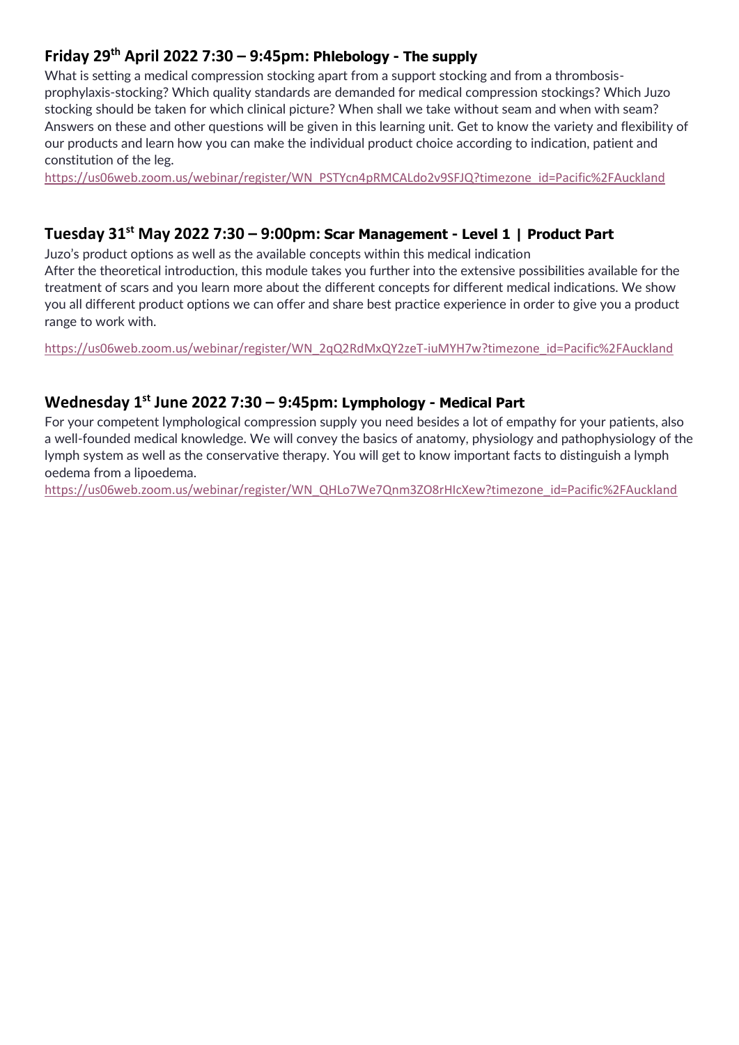## Friday 29th April 2022 7:30 – 9:45pm: Phlebology - The supply

What is setting a medical compression stocking apart from a support stocking and from a thrombosis-prophylaxis-stocking? Which quality standards are demanded for medical compression stockings? Which Juzo stocking should be taken for which clinical picture? When shall we take without seam and when with seam? Answers on these and other questions will be given in this learning unit. Get to know the variety and flexibility of our products and learn how you can make the individual product choice according to indication, patient and constitution of the leg.

https://us06web.zoom.us/webinar/register/WN_PSTYcn4pRMCALdo2v9SFJQ?timezone_id=Pacific%2FAuckland

## Tuesday 31st May 2022 7:30 – 9:00pm: Scar Management - Level 1 | Product Part

Juzo's product options as well as the available concepts within this medical indication

After the theoretical introduction, this module takes you further into the extensive possibilities available for the treatment of scars and you learn more about the different concepts for different medical indications. We show you all different product options we can offer and share best practice experience in order to give you a product range to work with.

https://us06web.zoom.us/webinar/register/WN_2qQ2RdMxQY2zeT-iuMYH7w?timezone_id=Pacific%2FAuckland

## Wednesday 1st June 2022 7:30 – 9:45pm: Lymphology - Medical Part

For your competent lymphological compression supply you need besides a lot of empathy for your patients, also a well-founded medical knowledge. We will convey the basics of anatomy, physiology and pathophysiology of the lymph system as well as the conservative therapy. You will get to know important facts to distinguish a lymph oedema from a lipoedema.

https://us06web.zoom.us/webinar/register/WN_QHLo7We7Qnm3ZO8rHIcXew?timezone_id=Pacific%2FAuckland